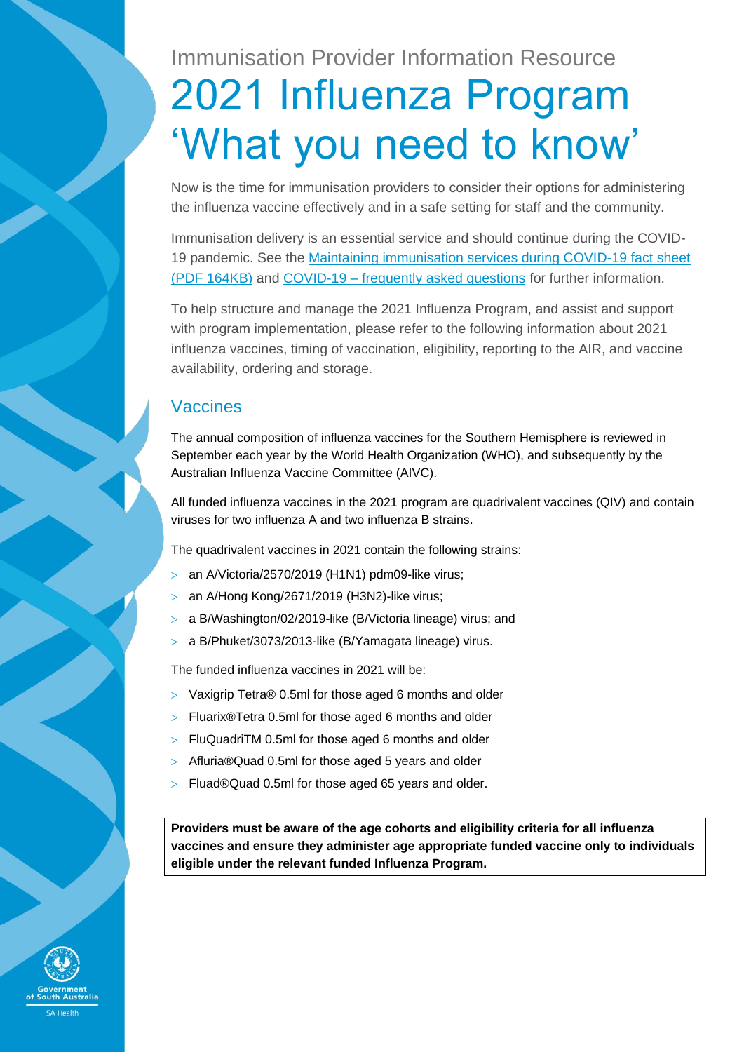Immunisation Provider Information Resource

# 2021 Influenza Program 'What you need to know'

Now is the time for immunisation providers to consider their options for administering the influenza vaccine effectively and in a safe setting for staff and the community.

Immunisation delivery is an essential service and should continue during the COVID-19 pandemic. See the Maintaining immunisation services during COVID-19 fact sheet (PDF 164KB) and COVID-19 – frequently asked questions for further information.

To help structure and manage the 2021 Influenza Program, and assist and support with program implementation, please refer to the following information about 2021 influenza vaccines, timing of vaccination, eligibility, reporting to the AIR, and vaccine availability, ordering and storage.

## Vaccines

The annual composition of influenza vaccines for the Southern Hemisphere is reviewed in September each year by the World Health Organization (WHO), and subsequently by the Australian Influenza Vaccine Committee (AIVC).

All funded influenza vaccines in the 2021 program are quadrivalent vaccines (QIV) and contain viruses for two influenza A and two influenza B strains.

The quadrivalent vaccines in 2021 contain the following strains:

- an A/Victoria/2570/2019 (H1N1) pdm09-like virus;
- an A/Hong Kong/2671/2019 (H3N2)-like virus;
- a B/Washington/02/2019-like (B/Victoria lineage) virus; and
- a B/Phuket/3073/2013-like (B/Yamagata lineage) virus.

The funded influenza vaccines in 2021 will be:

- Vaxigrip Tetra® 0.5ml for those aged 6 months and older
- Fluarix®Tetra 0.5ml for those aged 6 months and older
- FluQuadriTM 0.5ml for those aged 6 months and older
- Afluria®Quad 0.5ml for those aged 5 years and older
- Fluad®Quad 0.5ml for those aged 65 years and older.

**Providers must be aware of the age cohorts and eligibility criteria for all influenza vaccines and ensure they administer age appropriate funded vaccine only to individuals eligible under the relevant funded Influenza Program.**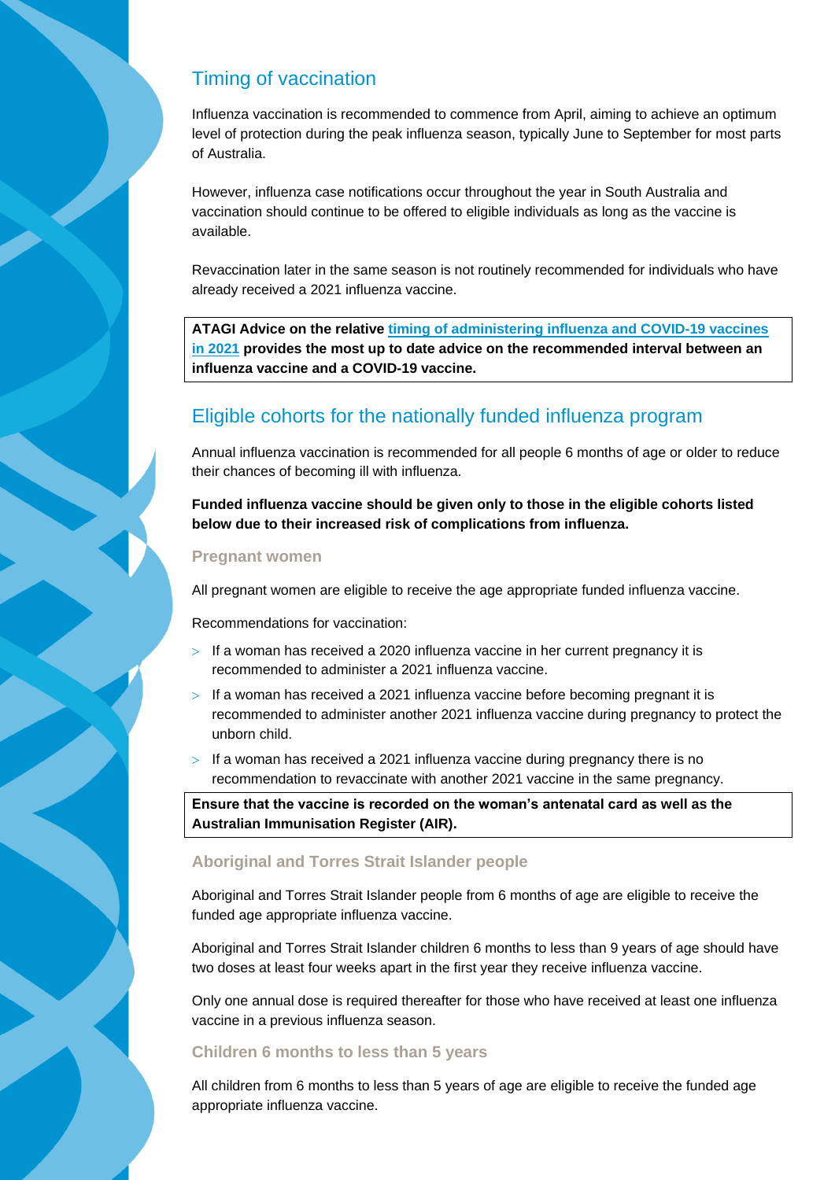## Timing of vaccination

Influenza vaccination is recommended to commence from April, aiming to achieve an optimum level of protection during the peak influenza season, typically June to September for most parts of Australia.

However, influenza case notifications occur throughout the year in South Australia and vaccination should continue to be offered to eligible individuals as long as the vaccine is available.

Revaccination later in the same season is not routinely recommended for individuals who have already received a 2021 influenza vaccine.

**ATAGI Advice on the relative timing of administering influenza and COVID-19 vaccines in 2021 provides the most up to date advice on the recommended interval between an influenza vaccine and a COVID-19 vaccine.**

## Eligible cohorts for the nationally funded influenza program

Annual influenza vaccination is recommended for all people 6 months of age or older to reduce their chances of becoming ill with influenza.

**Funded influenza vaccine should be given only to those in the eligible cohorts listed below due to their increased risk of complications from influenza.**

### Pregnant women

All pregnant women are eligible to receive the age appropriate funded influenza vaccine.

Recommendations for vaccination:

- If a woman has received a 2020 influenza vaccine in her current pregnancy it is recommended to administer a 2021 influenza vaccine.
- If a woman has received a 2021 influenza vaccine before becoming pregnant it is recommended to administer another 2021 influenza vaccine during pregnancy to protect the unborn child.
- If a woman has received a 2021 influenza vaccine during pregnancy there is no recommendation to revaccinate with another 2021 vaccine in the same pregnancy.

**Ensure that the vaccine is recorded on the woman's antenatal card as well as the Australian Immunisation Register (AIR).**

### Aboriginal and Torres Strait Islander people

Aboriginal and Torres Strait Islander people from 6 months of age are eligible to receive the funded age appropriate influenza vaccine.

Aboriginal and Torres Strait Islander children 6 months to less than 9 years of age should have two doses at least four weeks apart in the first year they receive influenza vaccine.

Only one annual dose is required thereafter for those who have received at least one influenza vaccine in a previous influenza season.

### Children 6 months to less than 5 years

All children from 6 months to less than 5 years of age are eligible to receive the funded age appropriate influenza vaccine.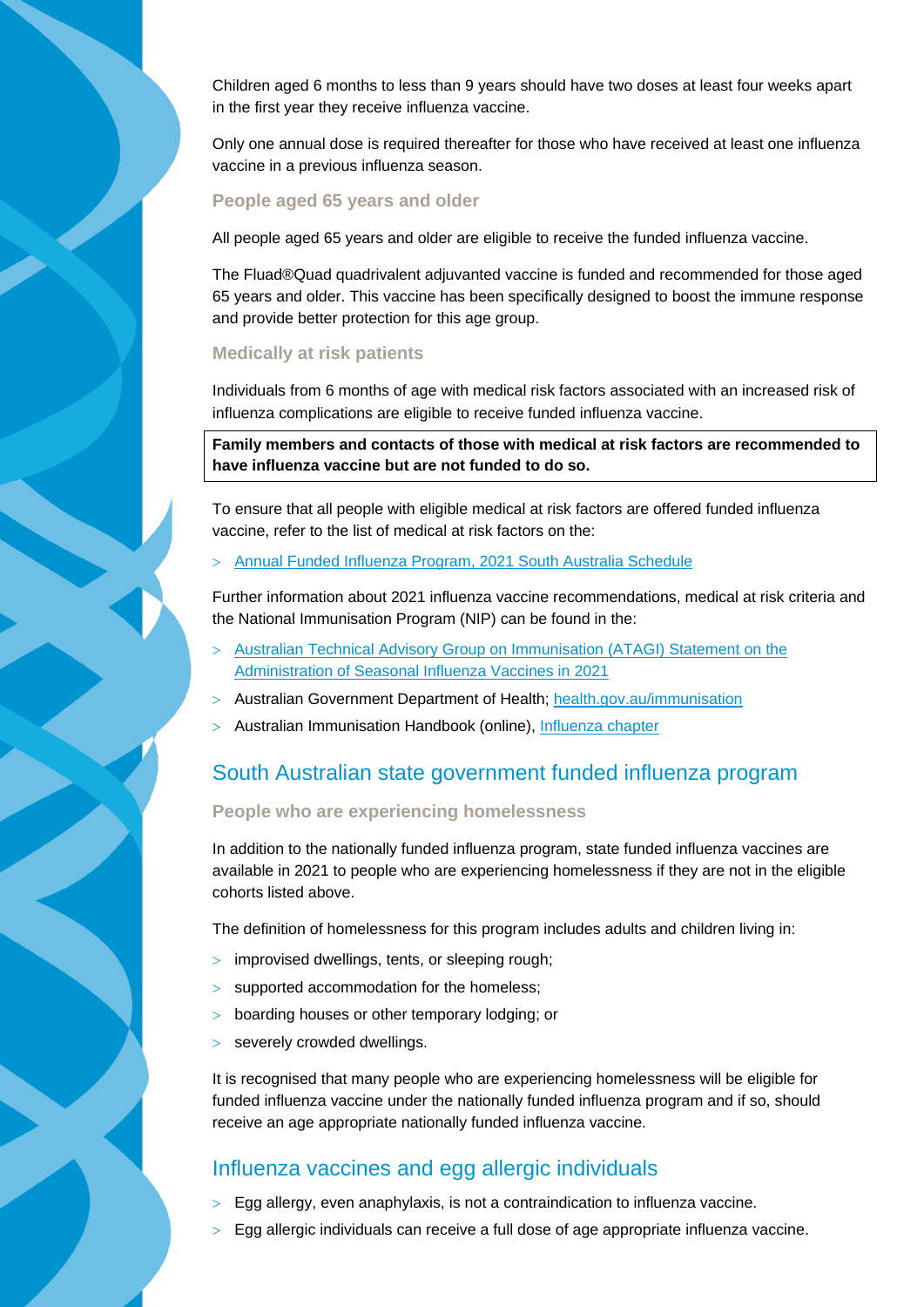Children aged 6 months to less than 9 years should have two doses at least four weeks apart in the first year they receive influenza vaccine.

Only one annual dose is required thereafter for those who have received at least one influenza vaccine in a previous influenza season.

### People aged 65 years and older

All people aged 65 years and older are eligible to receive the funded influenza vaccine.

The Fluad®Quad quadrivalent adjuvanted vaccine is funded and recommended for those aged 65 years and older. This vaccine has been specifically designed to boost the immune response and provide better protection for this age group.

### Medically at risk patients

Individuals from 6 months of age with medical risk factors associated with an increased risk of influenza complications are eligible to receive funded influenza vaccine.

**Family members and contacts of those with medical at risk factors are recommended to have influenza vaccine but are not funded to do so.**

To ensure that all people with eligible medical at risk factors are offered funded influenza vaccine, refer to the list of medical at risk factors on the:

- Annual Funded Influenza Program, 2021 South Australia Schedule

Further information about 2021 influenza vaccine recommendations, medical at risk criteria and the National Immunisation Program (NIP) can be found in the:

- Australian Technical Advisory Group on Immunisation (ATAGI) Statement on the Administration of Seasonal Influenza Vaccines in 2021
- Australian Government Department of Health; health.gov.au/immunisation
- Australian Immunisation Handbook (online), Influenza chapter

## South Australian state government funded influenza program

### People who are experiencing homelessness

In addition to the nationally funded influenza program, state funded influenza vaccines are available in 2021 to people who are experiencing homelessness if they are not in the eligible cohorts listed above.

The definition of homelessness for this program includes adults and children living in:

- improvised dwellings, tents, or sleeping rough;
- supported accommodation for the homeless;
- boarding houses or other temporary lodging; or
- severely crowded dwellings.

It is recognised that many people who are experiencing homelessness will be eligible for funded influenza vaccine under the nationally funded influenza program and if so, should receive an age appropriate nationally funded influenza vaccine.

## Influenza vaccines and egg allergic individuals

- Egg allergy, even anaphylaxis, is not a contraindication to influenza vaccine.
- Egg allergic individuals can receive a full dose of age appropriate influenza vaccine.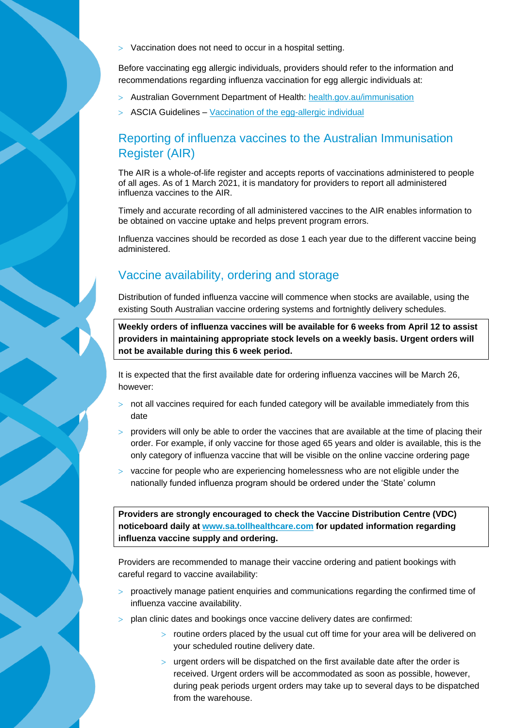- Vaccination does not need to occur in a hospital setting.

Before vaccinating egg allergic individuals, providers should refer to the information and recommendations regarding influenza vaccination for egg allergic individuals at:

- Australian Government Department of Health: health.gov.au/immunisation
- ASCIA Guidelines – Vaccination of the egg-allergic individual

## Reporting of influenza vaccines to the Australian Immunisation Register (AIR)

The AIR is a whole-of-life register and accepts reports of vaccinations administered to people of all ages. As of 1 March 2021, it is mandatory for providers to report all administered influenza vaccines to the AIR.

Timely and accurate recording of all administered vaccines to the AIR enables information to be obtained on vaccine uptake and helps prevent program errors.

Influenza vaccines should be recorded as dose 1 each year due to the different vaccine being administered.

## Vaccine availability, ordering and storage

Distribution of funded influenza vaccine will commence when stocks are available, using the existing South Australian vaccine ordering systems and fortnightly delivery schedules.

**Weekly orders of influenza vaccines will be available for 6 weeks from April 12 to assist providers in maintaining appropriate stock levels on a weekly basis. Urgent orders will not be available during this 6 week period.**

It is expected that the first available date for ordering influenza vaccines will be March 26, however:

- not all vaccines required for each funded category will be available immediately from this date
- providers will only be able to order the vaccines that are available at the time of placing their order. For example, if only vaccine for those aged 65 years and older is available, this is the only category of influenza vaccine that will be visible on the online vaccine ordering page
- vaccine for people who are experiencing homelessness who are not eligible under the nationally funded influenza program should be ordered under the 'State' column

**Providers are strongly encouraged to check the Vaccine Distribution Centre (VDC) noticeboard daily at www.sa.tollhealthcare.com for updated information regarding influenza vaccine supply and ordering.**

Providers are recommended to manage their vaccine ordering and patient bookings with careful regard to vaccine availability:

- proactively manage patient enquiries and communications regarding the confirmed time of influenza vaccine availability.
- plan clinic dates and bookings once vaccine delivery dates are confirmed:
  - routine orders placed by the usual cut off time for your area will be delivered on your scheduled routine delivery date.
  - urgent orders will be dispatched on the first available date after the order is received. Urgent orders will be accommodated as soon as possible, however, during peak periods urgent orders may take up to several days to be dispatched from the warehouse.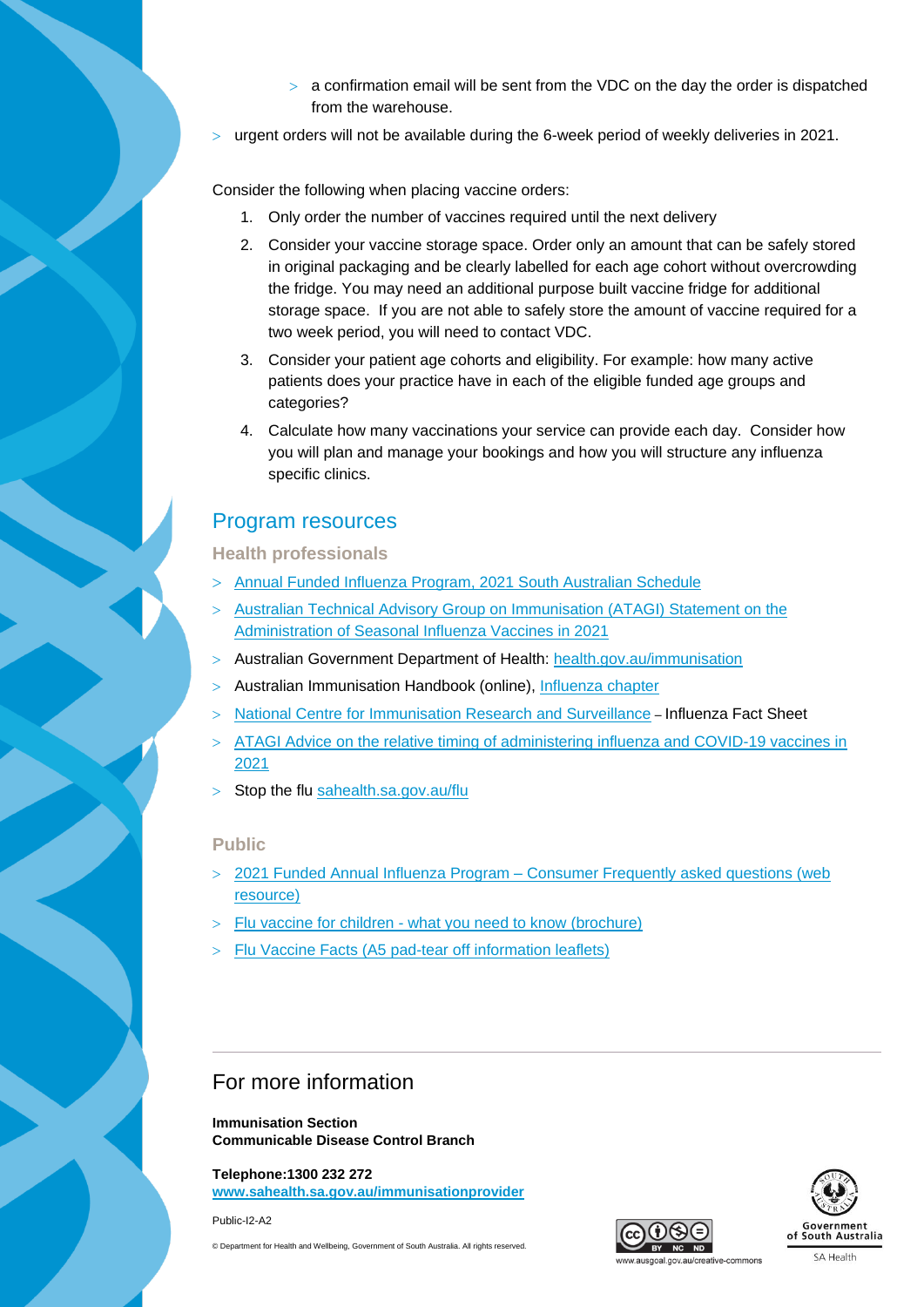- a confirmation email will be sent from the VDC on the day the order is dispatched from the warehouse.
- urgent orders will not be available during the 6-week period of weekly deliveries in 2021.

Consider the following when placing vaccine orders:

1. Only order the number of vaccines required until the next delivery
2. Consider your vaccine storage space. Order only an amount that can be safely stored in original packaging and be clearly labelled for each age cohort without overcrowding the fridge. You may need an additional purpose built vaccine fridge for additional storage space. If you are not able to safely store the amount of vaccine required for a two week period, you will need to contact VDC.
3. Consider your patient age cohorts and eligibility. For example: how many active patients does your practice have in each of the eligible funded age groups and categories?
4. Calculate how many vaccinations your service can provide each day. Consider how you will plan and manage your bookings and how you will structure any influenza specific clinics.

## Program resources

### Health professionals

- Annual Funded Influenza Program, 2021 South Australian Schedule
- Australian Technical Advisory Group on Immunisation (ATAGI) Statement on the Administration of Seasonal Influenza Vaccines in 2021
- Australian Government Department of Health: health.gov.au/immunisation
- Australian Immunisation Handbook (online), Influenza chapter
- National Centre for Immunisation Research and Surveillance – Influenza Fact Sheet
- ATAGI Advice on the relative timing of administering influenza and COVID-19 vaccines in 2021
- Stop the flu sahealth.sa.gov.au/flu

### Public

- 2021 Funded Annual Influenza Program – Consumer Frequently asked questions (web resource)
- Flu vaccine for children - what you need to know (brochure)
- Flu Vaccine Facts (A5 pad-tear off information leaflets)

## For more information

**Immunisation Section**
**Communicable Disease Control Branch**

**Telephone:1300 232 272**
**www.sahealth.sa.gov.au/immunisationprovider**

Public-I2-A2

© Department for Health and Wellbeing, Government of South Australia. All rights reserved.

www.ausgoal.gov.au/creative-commons

Government of South Australia

SA Health